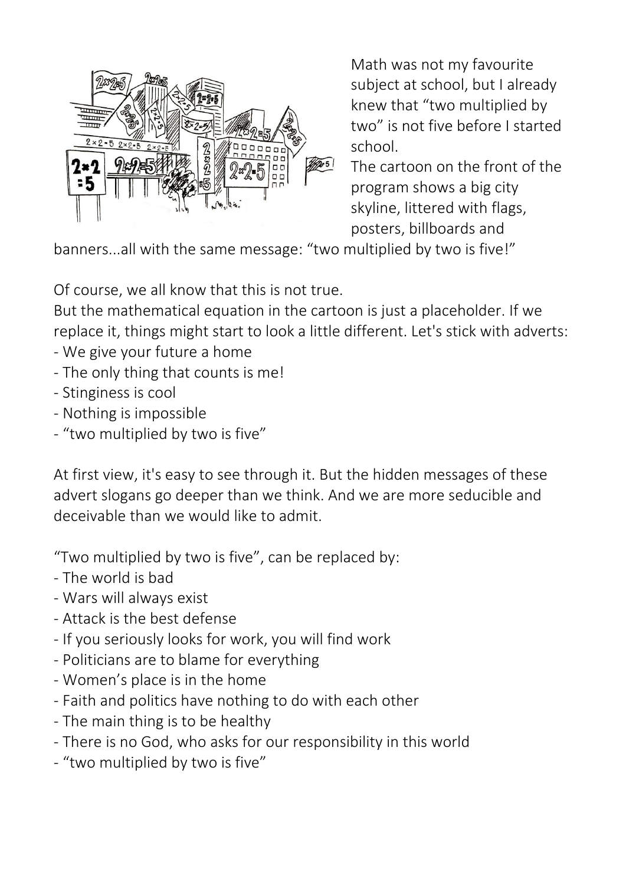Math was not my favourite subject at school, but I already knew that "two multiplied by two" is not five before I started school.

The cartoon on the front of the program shows a big city skyline, littered with flags, posters, billboards and banners...all with the same message: "two multiplied by two is five!"

Of course, we all know that this is not true.

But the mathematical equation in the cartoon is just a placeholder. If we replace it, things might start to look a little different. Let's stick with adverts:

- We give your future a home
- The only thing that counts is me!
- Stinginess is cool
- Nothing is impossible
- "two multiplied by two is five"

At first view, it's easy to see through it. But the hidden messages of these advert slogans go deeper than we think. And we are more seducible and deceivable than we would like to admit.

"Two multiplied by two is five", can be replaced by:

- The world is bad
- Wars will always exist
- Attack is the best defense
- If you seriously looks for work, you will find work
- Politicians are to blame for everything
- Women's place is in the home
- Faith and politics have nothing to do with each other
- The main thing is to be healthy
- There is no God, who asks for our responsibility in this world
- "two multiplied by two is five"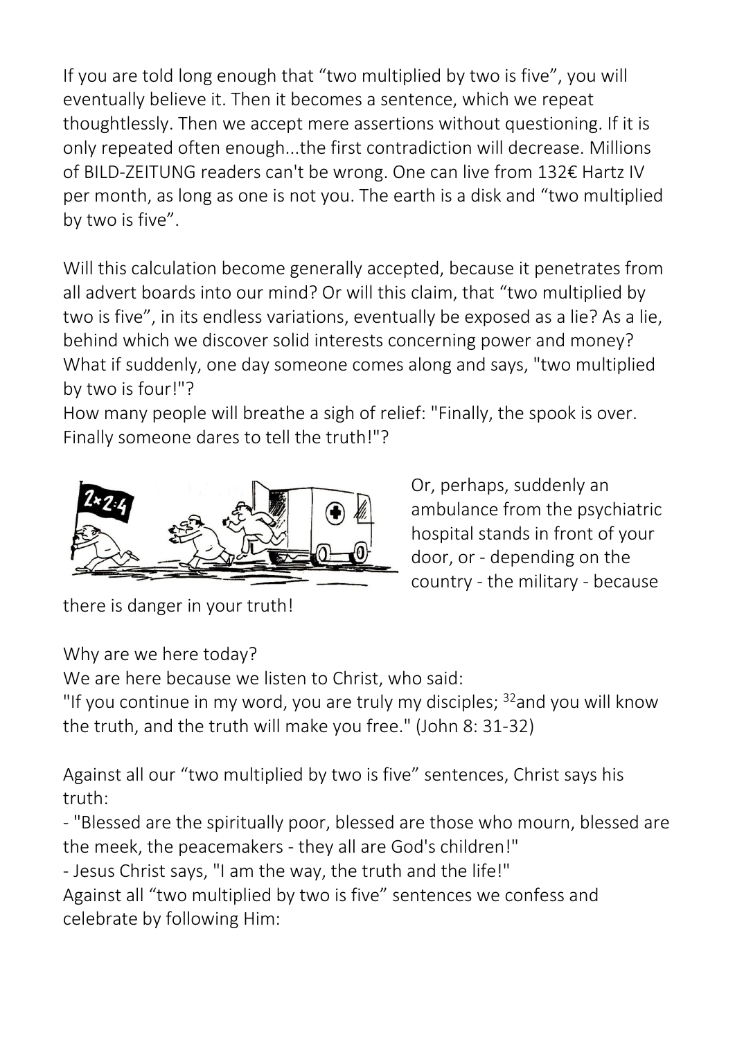If you are told long enough that “two multiplied by two is five”, you will eventually believe it. Then it becomes a sentence, which we repeat thoughtlessly. Then we accept mere assertions without questioning. If it is only repeated often enough...the first contradiction will decrease. Millions of BILD-ZEITUNG readers can't be wrong. One can live from 132€ Hartz IV per month, as long as one is not you. The earth is a disk and “two multiplied by two is five”.

Will this calculation become generally accepted, because it penetrates from all advert boards into our mind? Or will this claim, that “two multiplied by two is five”, in its endless variations, eventually be exposed as a lie? As a lie, behind which we discover solid interests concerning power and money? What if suddenly, one day someone comes along and says, "two multiplied by two is four!"?
How many people will breathe a sigh of relief: "Finally, the spook is over. Finally someone dares to tell the truth!"?

Or, perhaps, suddenly an ambulance from the psychiatric hospital stands in front of your door, or - depending on the country - the military - because there is danger in your truth!

Why are we here today?
We are here because we listen to Christ, who said:
"If you continue in my word, you are truly my disciples; [32]and you will know the truth, and the truth will make you free." (John 8: 31-32)

Against all our “two multiplied by two is five” sentences, Christ says his truth:
- "Blessed are the spiritually poor, blessed are those who mourn, blessed are the meek, the peacemakers - they all are God's children!"
- Jesus Christ says, "I am the way, the truth and the life!"
Against all “two multiplied by two is five” sentences we confess and celebrate by following Him: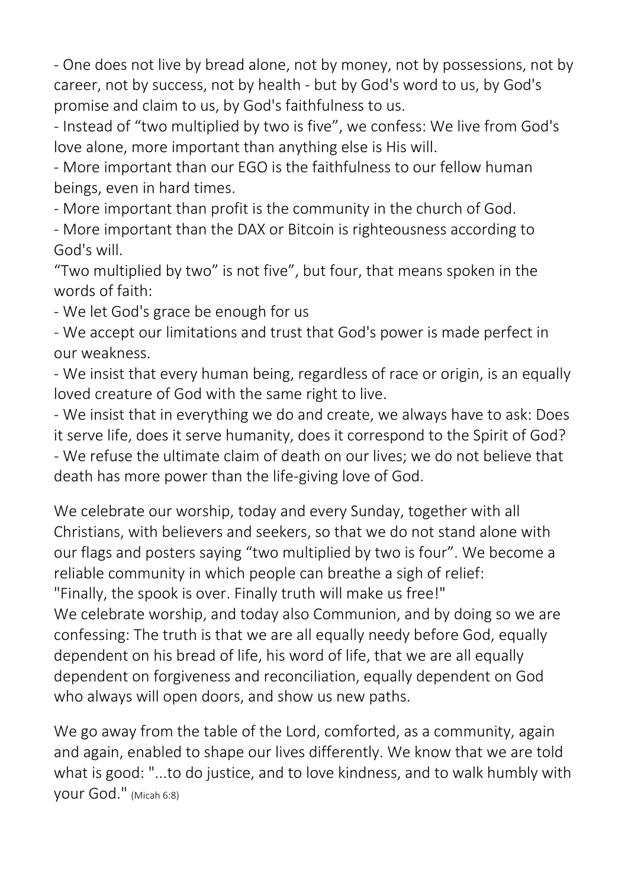- One does not live by bread alone, not by money, not by possessions, not by career, not by success, not by health - but by God's word to us, by God's promise and claim to us, by God's faithfulness to us.
- Instead of "two multiplied by two is five", we confess: We live from God's love alone, more important than anything else is His will.
- More important than our EGO is the faithfulness to our fellow human beings, even in hard times.
- More important than profit is the community in the church of God.
- More important than the DAX or Bitcoin is righteousness according to God's will.

"Two multiplied by two" is not five", but four, that means spoken in the words of faith:

- We let God's grace be enough for us
- We accept our limitations and trust that God's power is made perfect in our weakness.
- We insist that every human being, regardless of race or origin, is an equally loved creature of God with the same right to live.
- We insist that in everything we do and create, we always have to ask: Does it serve life, does it serve humanity, does it correspond to the Spirit of God?
- We refuse the ultimate claim of death on our lives; we do not believe that death has more power than the life-giving love of God.

We celebrate our worship, today and every Sunday, together with all Christians, with believers and seekers, so that we do not stand alone with our flags and posters saying "two multiplied by two is four". We become a reliable community in which people can breathe a sigh of relief: "Finally, the spook is over. Finally truth will make us free!"
We celebrate worship, and today also Communion, and by doing so we are confessing: The truth is that we are all equally needy before God, equally dependent on his bread of life, his word of life, that we are all equally dependent on forgiveness and reconciliation, equally dependent on God who always will open doors, and show us new paths.

We go away from the table of the Lord, comforted, as a community, again and again, enabled to shape our lives differently. We know that we are told what is good: "...to do justice, and to love kindness, and to walk humbly with your God." (Micah 6:8)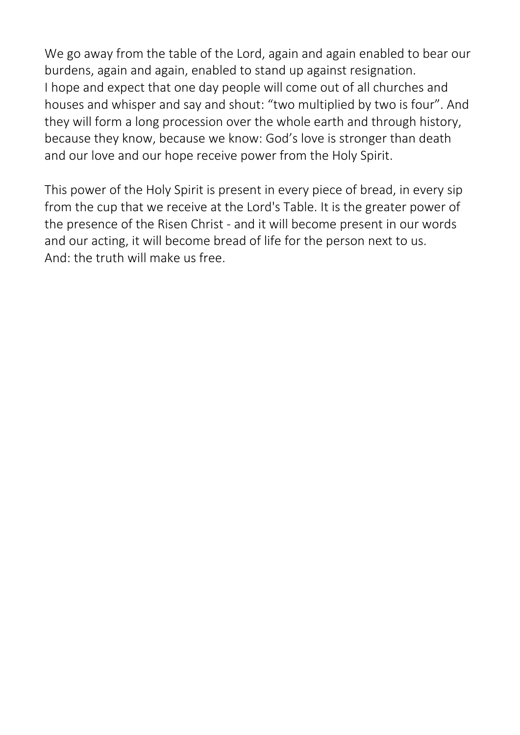We go away from the table of the Lord, again and again enabled to bear our burdens, again and again, enabled to stand up against resignation.
I hope and expect that one day people will come out of all churches and houses and whisper and say and shout: “two multiplied by two is four”. And they will form a long procession over the whole earth and through history, because they know, because we know: God’s love is stronger than death and our love and our hope receive power from the Holy Spirit.

This power of the Holy Spirit is present in every piece of bread, in every sip from the cup that we receive at the Lord's Table. It is the greater power of the presence of the Risen Christ - and it will become present in our words and our acting, it will become bread of life for the person next to us.
And: the truth will make us free.